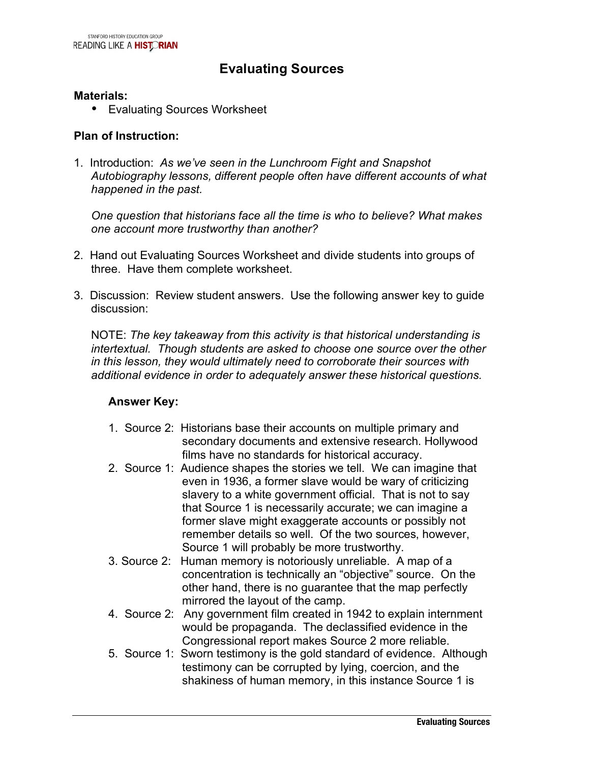# Evaluating Sources

**Materials:**

- Evaluating Sources Worksheet

**Plan of Instruction:**

1. Introduction: *As we've seen in the Lunchroom Fight and Snapshot Autobiography lessons, different people often have different accounts of what happened in the past.*

   *One question that historians face all the time is who to believe? What makes one account more trustworthy than another?*

2. Hand out Evaluating Sources Worksheet and divide students into groups of three. Have them complete worksheet.

3. Discussion: Review student answers. Use the following answer key to guide discussion:

   NOTE: *The key takeaway from this activity is that historical understanding is intertextual. Though students are asked to choose one source over the other in this lesson, they would ultimately need to corroborate their sources with additional evidence in order to adequately answer these historical questions.*

   **Answer Key:**

   1. Source 2: Historians base their accounts on multiple primary and secondary documents and extensive research. Hollywood films have no standards for historical accuracy.
   2. Source 1: Audience shapes the stories we tell. We can imagine that even in 1936, a former slave would be wary of criticizing slavery to a white government official. That is not to say that Source 1 is necessarily accurate; we can imagine a former slave might exaggerate accounts or possibly not remember details so well. Of the two sources, however, Source 1 will probably be more trustworthy.
   3. Source 2: Human memory is notoriously unreliable. A map of a concentration is technically an "objective" source. On the other hand, there is no guarantee that the map perfectly mirrored the layout of the camp.
   4. Source 2: Any government film created in 1942 to explain internment would be propaganda. The declassified evidence in the Congressional report makes Source 2 more reliable.
   5. Source 1: Sworn testimony is the gold standard of evidence. Although testimony can be corrupted by lying, coercion, and the shakiness of human memory, in this instance Source 1 is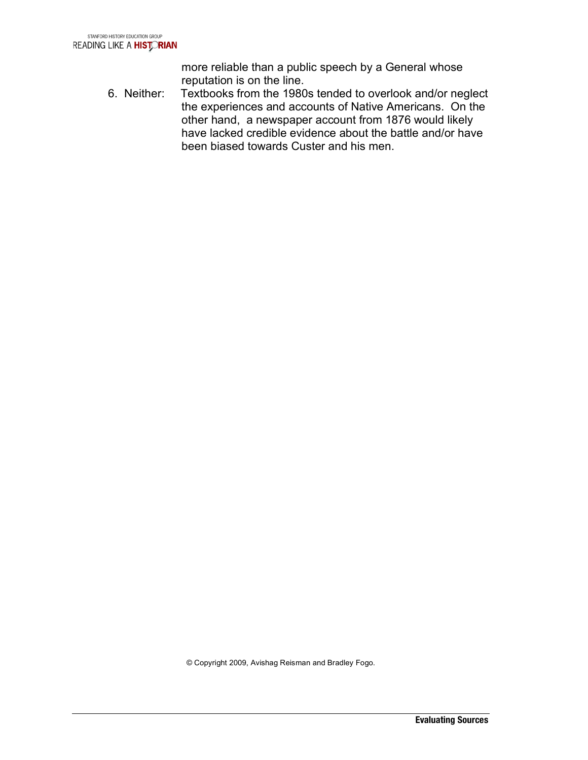more reliable than a public speech by a General whose reputation is on the line.

6. Neither: Textbooks from the 1980s tended to overlook and/or neglect the experiences and accounts of Native Americans. On the other hand, a newspaper account from 1876 would likely have lacked credible evidence about the battle and/or have been biased towards Custer and his men.

© Copyright 2009, Avishag Reisman and Bradley Fogo.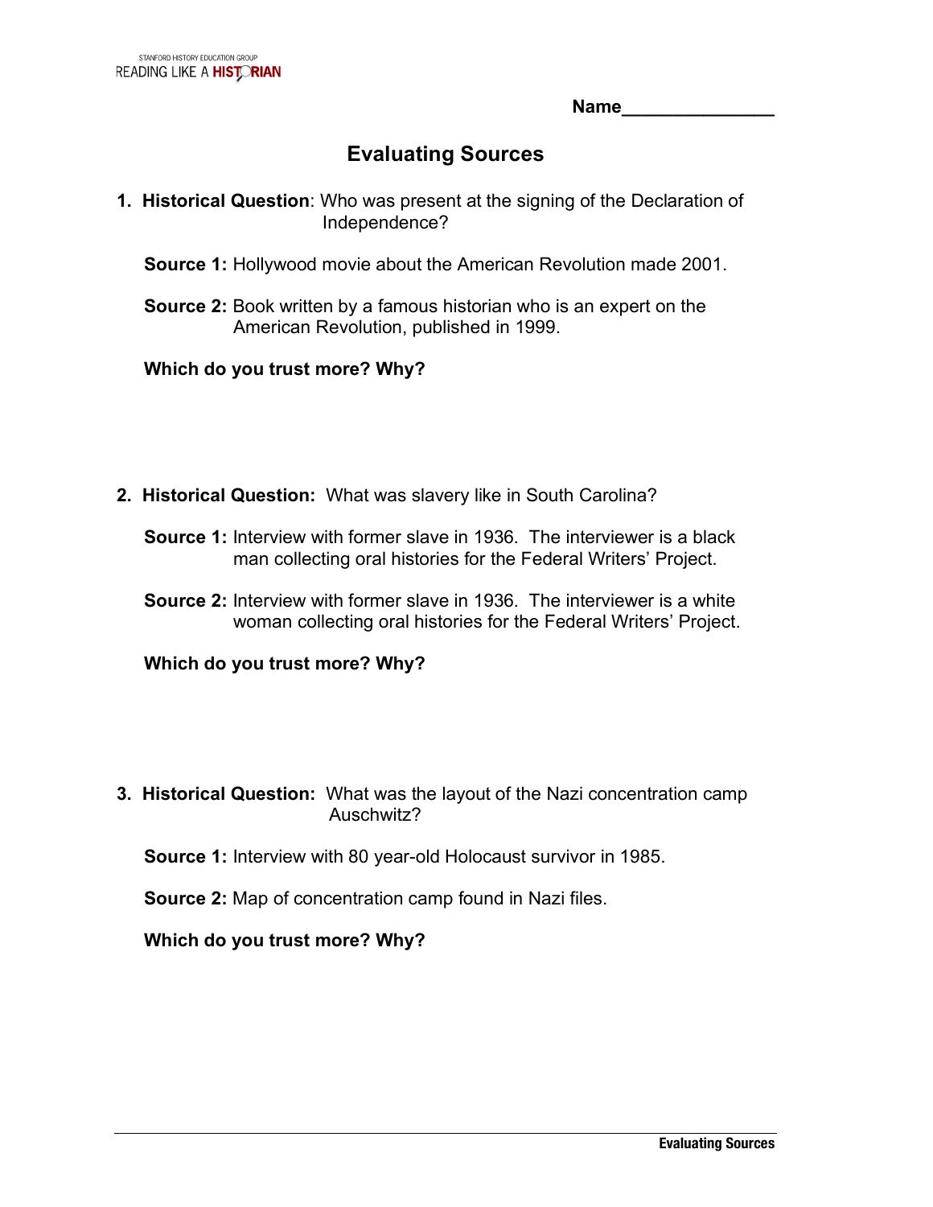Name_______________

# Evaluating Sources

1. **Historical Question**: Who was present at the signing of the Declaration of Independence?

   **Source 1:** Hollywood movie about the American Revolution made 2001.

   **Source 2:** Book written by a famous historian who is an expert on the American Revolution, published in 1999.

   **Which do you trust more? Why?**

2. **Historical Question:** What was slavery like in South Carolina?

   **Source 1:** Interview with former slave in 1936. The interviewer is a black man collecting oral histories for the Federal Writers' Project.

   **Source 2:** Interview with former slave in 1936. The interviewer is a white woman collecting oral histories for the Federal Writers' Project.

   **Which do you trust more? Why?**

3. **Historical Question:** What was the layout of the Nazi concentration camp Auschwitz?

   **Source 1:** Interview with 80 year-old Holocaust survivor in 1985.

   **Source 2:** Map of concentration camp found in Nazi files.

   **Which do you trust more? Why?**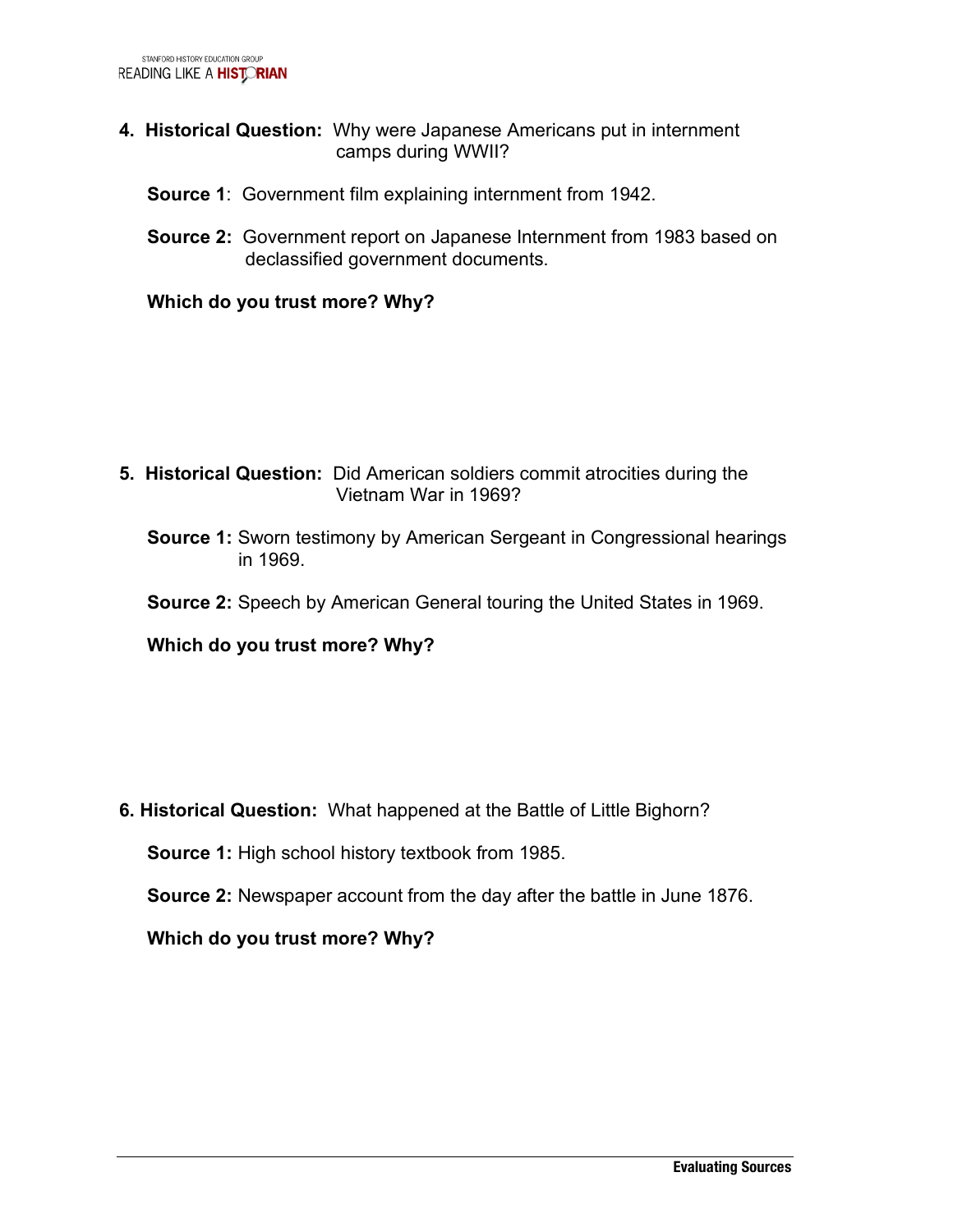4. **Historical Question:** Why were Japanese Americans put in internment camps during WWII?

   **Source 1**: Government film explaining internment from 1942.

   **Source 2:** Government report on Japanese Internment from 1983 based on declassified government documents.

   **Which do you trust more? Why?**

5. **Historical Question:** Did American soldiers commit atrocities during the Vietnam War in 1969?

   **Source 1:** Sworn testimony by American Sergeant in Congressional hearings in 1969.

   **Source 2:** Speech by American General touring the United States in 1969.

   **Which do you trust more? Why?**

6. **Historical Question:** What happened at the Battle of Little Bighorn?

   **Source 1:** High school history textbook from 1985.

   **Source 2:** Newspaper account from the day after the battle in June 1876.

   **Which do you trust more? Why?**